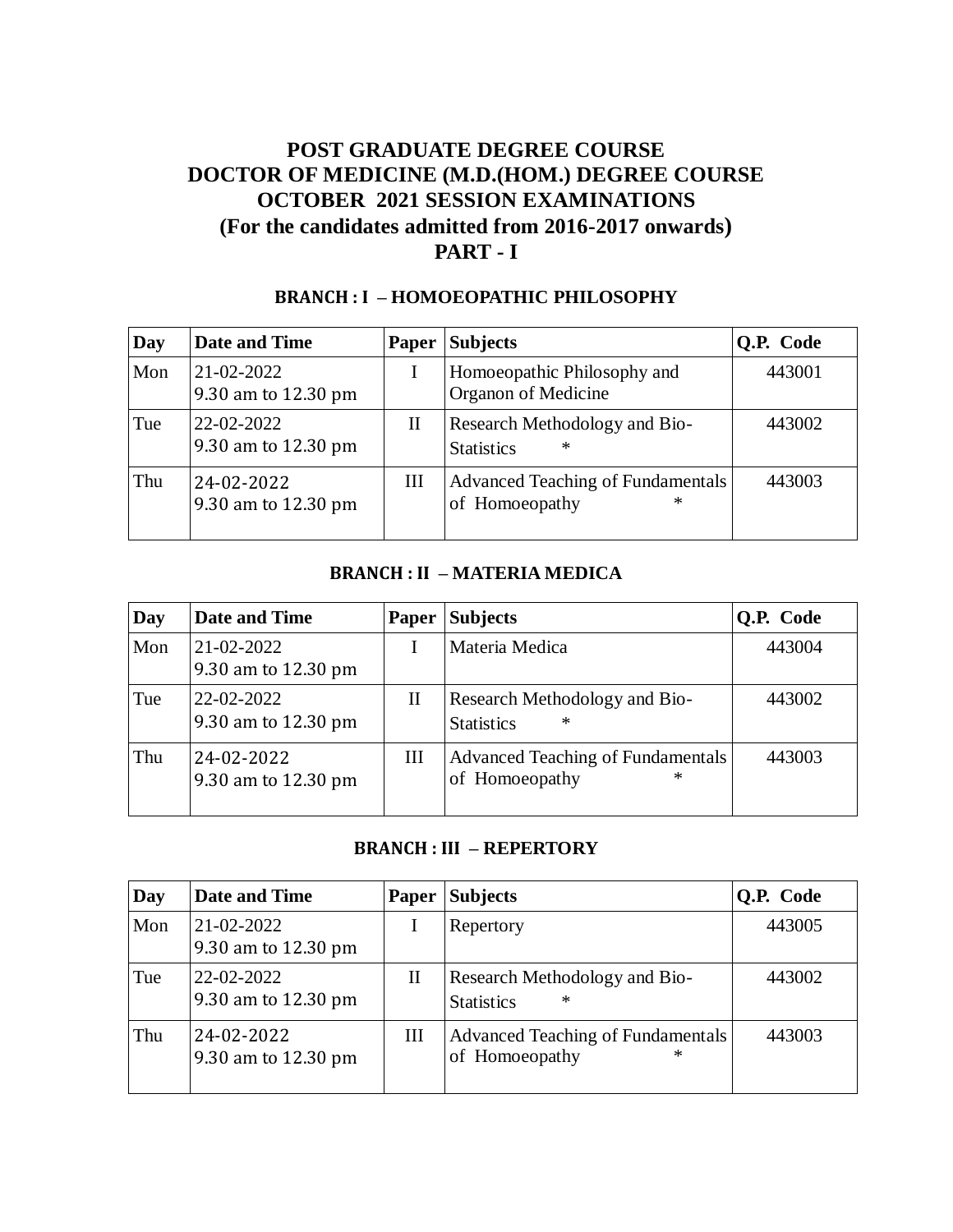# POST GRADUATE DEGREE COURSE
# DOCTOR OF MEDICINE (M.D.(HOM.) DEGREE COURSE
# OCTOBER 2021 SESSION EXAMINATIONS
# (For the candidates admitted from 2016-2017 onwards)
# PART - I

### BRANCH : I – HOMOEOPATHIC PHILOSOPHY

| Day | Date and Time | Paper | Subjects | Q.P. Code |
|---|---|---|---|---|
| Mon | 21-02-2022<br>9.30 am to 12.30 pm | I | Homoeopathic Philosophy and Organon of Medicine | 443001 |
| Tue | 22-02-2022<br>9.30 am to 12.30 pm | II | Research Methodology and Bio-Statistics * | 443002 |
| Thu | 24-02-2022<br>9.30 am to 12.30 pm | III | Advanced Teaching of Fundamentals of Homoeopathy * | 443003 |

### BRANCH : II – MATERIA MEDICA

| Day | Date and Time | Paper | Subjects | Q.P. Code |
|---|---|---|---|---|
| Mon | 21-02-2022<br>9.30 am to 12.30 pm | I | Materia Medica | 443004 |
| Tue | 22-02-2022<br>9.30 am to 12.30 pm | II | Research Methodology and Bio-Statistics * | 443002 |
| Thu | 24-02-2022<br>9.30 am to 12.30 pm | III | Advanced Teaching of Fundamentals of Homoeopathy * | 443003 |

### BRANCH : III – REPERTORY

| Day | Date and Time | Paper | Subjects | Q.P. Code |
|---|---|---|---|---|
| Mon | 21-02-2022<br>9.30 am to 12.30 pm | I | Repertory | 443005 |
| Tue | 22-02-2022<br>9.30 am to 12.30 pm | II | Research Methodology and Bio-Statistics * | 443002 |
| Thu | 24-02-2022<br>9.30 am to 12.30 pm | III | Advanced Teaching of Fundamentals of Homoeopathy * | 443003 |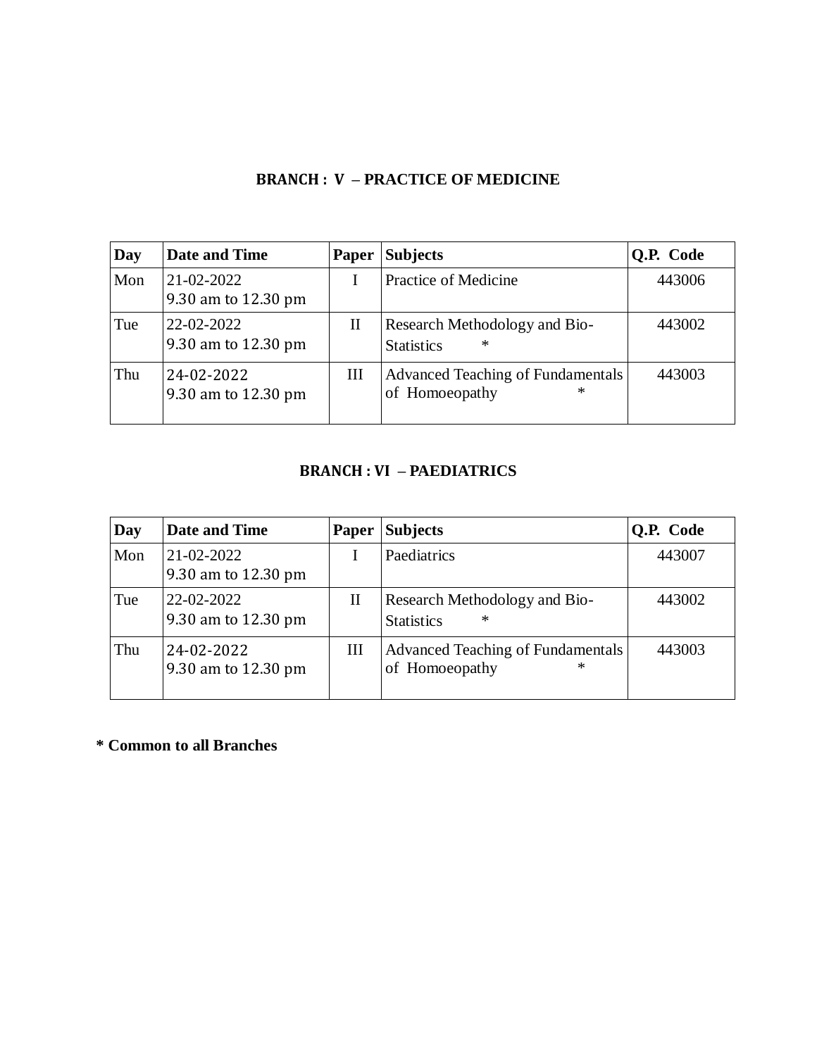**BRANCH : V – PRACTICE OF MEDICINE**

| Day | Date and Time | Paper | Subjects | Q.P. Code |
|---|---|---|---|---|
| Mon | 21-02-2022<br>9.30 am to 12.30 pm | I | Practice of Medicine | 443006 |
| Tue | 22-02-2022<br>9.30 am to 12.30 pm | II | Research Methodology and Bio-Statistics * | 443002 |
| Thu | 24-02-2022<br>9.30 am to 12.30 pm | III | Advanced Teaching of Fundamentals of Homoeopathy * | 443003 |

**BRANCH : VI – PAEDIATRICS**

| Day | Date and Time | Paper | Subjects | Q.P. Code |
|---|---|---|---|---|
| Mon | 21-02-2022<br>9.30 am to 12.30 pm | I | Paediatrics | 443007 |
| Tue | 22-02-2022<br>9.30 am to 12.30 pm | II | Research Methodology and Bio-Statistics * | 443002 |
| Thu | 24-02-2022<br>9.30 am to 12.30 pm | III | Advanced Teaching of Fundamentals of Homoeopathy * | 443003 |

**\* Common to all Branches**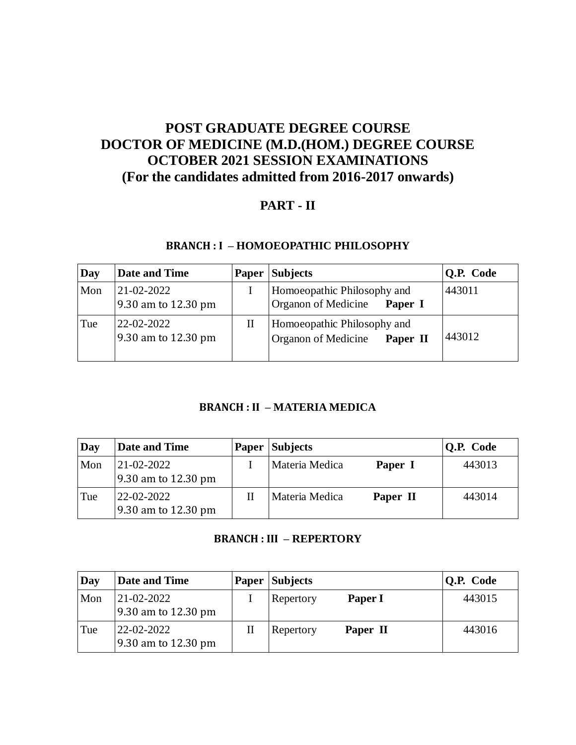# POST GRADUATE DEGREE COURSE
# DOCTOR OF MEDICINE (M.D.(HOM.) DEGREE COURSE
# OCTOBER 2021 SESSION EXAMINATIONS
# (For the candidates admitted from 2016-2017 onwards)

## PART - II

### BRANCH : I – HOMOEOPATHIC PHILOSOPHY

| Day | Date and Time | Paper | Subjects | Q.P. Code |
|---|---|---|---|---|
| Mon | 21-02-2022<br>9.30 am to 12.30 pm | I | Homoeopathic Philosophy and Organon of Medicine **Paper I** | 443011 |
| Tue | 22-02-2022<br>9.30 am to 12.30 pm | II | Homoeopathic Philosophy and Organon of Medicine **Paper II** | 443012 |

### BRANCH : II – MATERIA MEDICA

| Day | Date and Time | Paper | Subjects | Q.P. Code |
|---|---|---|---|---|
| Mon | 21-02-2022<br>9.30 am to 12.30 pm | I | Materia Medica **Paper I** | 443013 |
| Tue | 22-02-2022<br>9.30 am to 12.30 pm | II | Materia Medica **Paper II** | 443014 |

### BRANCH : III – REPERTORY

| Day | Date and Time | Paper | Subjects | Q.P. Code |
|---|---|---|---|---|
| Mon | 21-02-2022<br>9.30 am to 12.30 pm | I | Repertory **Paper I** | 443015 |
| Tue | 22-02-2022<br>9.30 am to 12.30 pm | II | Repertory **Paper II** | 443016 |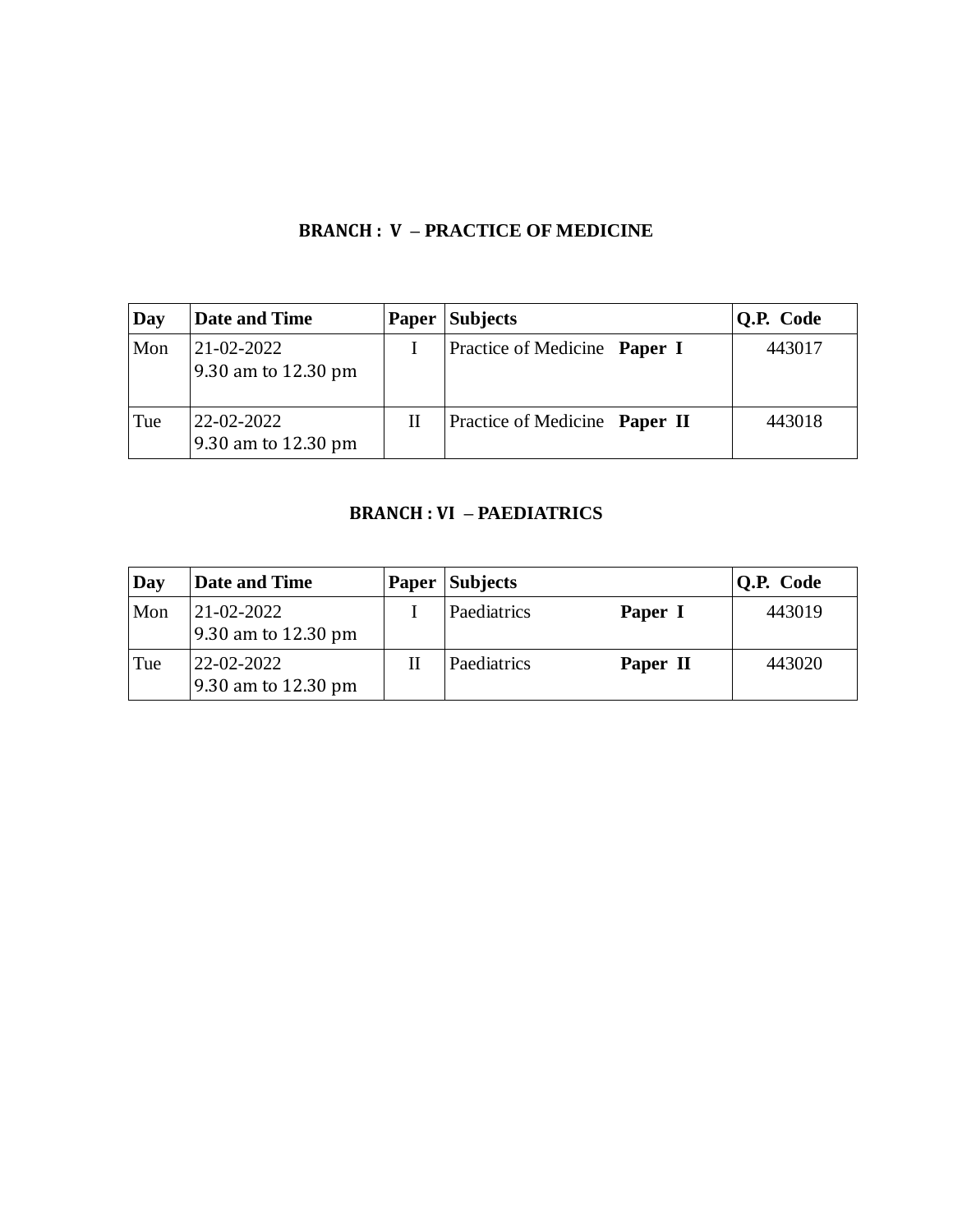**BRANCH : V – PRACTICE OF MEDICINE**

| Day | Date and Time | Paper | Subjects | Q.P. Code |
|---|---|---|---|---|
| Mon | 21-02-2022<br>9.30 am to 12.30 pm | I | Practice of Medicine **Paper I** | 443017 |
| Tue | 22-02-2022<br>9.30 am to 12.30 pm | II | Practice of Medicine **Paper II** | 443018 |

**BRANCH : VI – PAEDIATRICS**

| Day | Date and Time | Paper | Subjects | Q.P. Code |
|---|---|---|---|---|
| Mon | 21-02-2022<br>9.30 am to 12.30 pm | I | Paediatrics **Paper I** | 443019 |
| Tue | 22-02-2022<br>9.30 am to 12.30 pm | II | Paediatrics **Paper II** | 443020 |